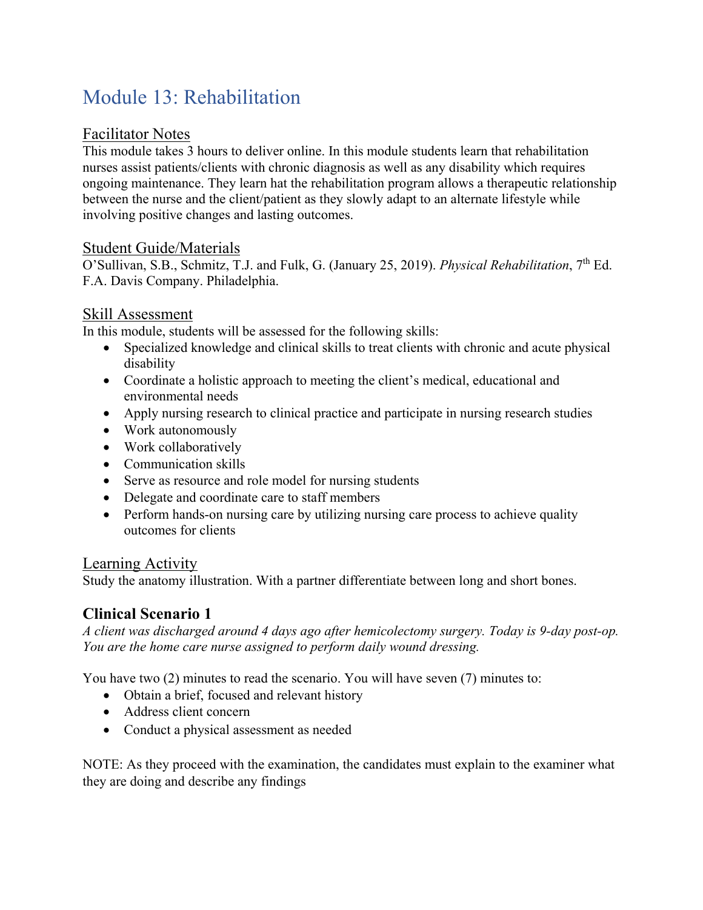# Module 13: Rehabilitation

## Facilitator Notes

This module takes 3 hours to deliver online. In this module students learn that rehabilitation nurses assist patients/clients with chronic diagnosis as well as any disability which requires ongoing maintenance. They learn hat the rehabilitation program allows a therapeutic relationship between the nurse and the client/patient as they slowly adapt to an alternate lifestyle while involving positive changes and lasting outcomes.

## Student Guide/Materials

O'Sullivan, S.B., Schmitz, T.J. and Fulk, G. (January 25, 2019). *Physical Rehabilitation*, 7th Ed. F.A. Davis Company. Philadelphia.

## Skill Assessment

In this module, students will be assessed for the following skills:

- Specialized knowledge and clinical skills to treat clients with chronic and acute physical disability
- Coordinate a holistic approach to meeting the client's medical, educational and environmental needs
- Apply nursing research to clinical practice and participate in nursing research studies
- Work autonomously
- Work collaboratively
- Communication skills
- Serve as resource and role model for nursing students
- Delegate and coordinate care to staff members
- Perform hands-on nursing care by utilizing nursing care process to achieve quality outcomes for clients

## Learning Activity

Study the anatomy illustration. With a partner differentiate between long and short bones.

### Clinical Scenario 1

*A client was discharged around 4 days ago after hemicolectomy surgery. Today is 9-day post-op. You are the home care nurse assigned to perform daily wound dressing.*

You have two (2) minutes to read the scenario. You will have seven (7) minutes to:

- Obtain a brief, focused and relevant history
- Address client concern
- Conduct a physical assessment as needed

NOTE: As they proceed with the examination, the candidates must explain to the examiner what they are doing and describe any findings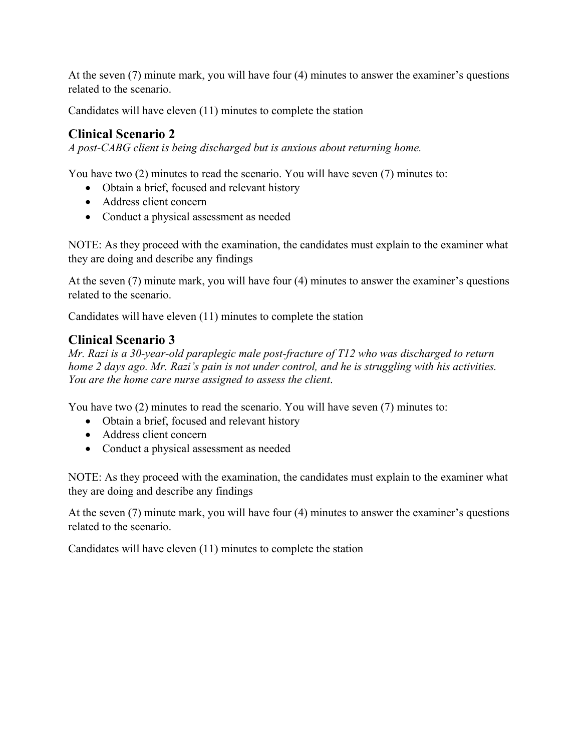At the seven (7) minute mark, you will have four (4) minutes to answer the examiner's questions related to the scenario.

Candidates will have eleven (11) minutes to complete the station

## Clinical Scenario 2

*A post-CABG client is being discharged but is anxious about returning home.*

You have two (2) minutes to read the scenario. You will have seven (7) minutes to:

- Obtain a brief, focused and relevant history
- Address client concern
- Conduct a physical assessment as needed

NOTE: As they proceed with the examination, the candidates must explain to the examiner what they are doing and describe any findings

At the seven (7) minute mark, you will have four (4) minutes to answer the examiner's questions related to the scenario.

Candidates will have eleven (11) minutes to complete the station

## Clinical Scenario 3

*Mr. Razi is a 30-year-old paraplegic male post-fracture of T12 who was discharged to return home 2 days ago. Mr. Razi's pain is not under control, and he is struggling with his activities. You are the home care nurse assigned to assess the client*.

You have two (2) minutes to read the scenario. You will have seven (7) minutes to:

- Obtain a brief, focused and relevant history
- Address client concern
- Conduct a physical assessment as needed

NOTE: As they proceed with the examination, the candidates must explain to the examiner what they are doing and describe any findings

At the seven (7) minute mark, you will have four (4) minutes to answer the examiner's questions related to the scenario.

Candidates will have eleven (11) minutes to complete the station